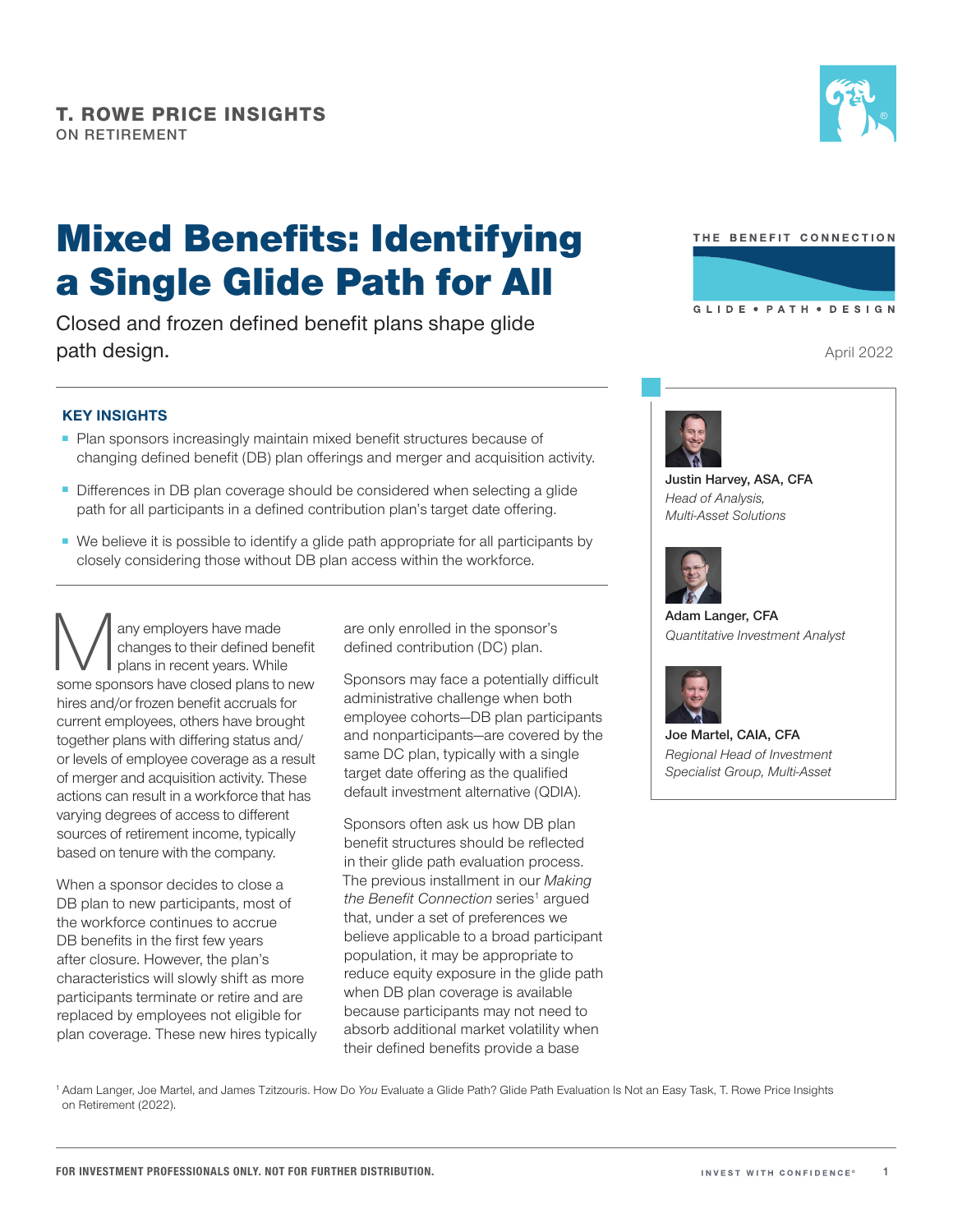T. ROWE PRICE INSIGHTS
ON RETIREMENT

# Mixed Benefits: Identifying a Single Glide Path for All

Closed and frozen defined benefit plans shape glide path design.

THE BENEFIT CONNECTION
GLIDE • PATH • DESIGN

April 2022

**Justin Harvey, ASA, CFA**
*Head of Analysis, Multi-Asset Solutions*

**Adam Langer, CFA**
*Quantitative Investment Analyst*

**Joe Martel, CAIA, CFA**
*Regional Head of Investment Specialist Group, Multi-Asset*

## KEY INSIGHTS

- Plan sponsors increasingly maintain mixed benefit structures because of changing defined benefit (DB) plan offerings and merger and acquisition activity.
- Differences in DB plan coverage should be considered when selecting a glide path for all participants in a defined contribution plan's target date offering.
- We believe it is possible to identify a glide path appropriate for all participants by closely considering those without DB plan access within the workforce.

Many employers have made changes to their defined benefit plans in recent years. While some sponsors have closed plans to new hires and/or frozen benefit accruals for current employees, others have brought together plans with differing status and/or levels of employee coverage as a result of merger and acquisition activity. These actions can result in a workforce that has varying degrees of access to different sources of retirement income, typically based on tenure with the company.

When a sponsor decides to close a DB plan to new participants, most of the workforce continues to accrue DB benefits in the first few years after closure. However, the plan's characteristics will slowly shift as more participants terminate or retire and are replaced by employees not eligible for plan coverage. These new hires typically are only enrolled in the sponsor's defined contribution (DC) plan.

Sponsors may face a potentially difficult administrative challenge when both employee cohorts—DB plan participants and nonparticipants—are covered by the same DC plan, typically with a single target date offering as the qualified default investment alternative (QDIA).

Sponsors often ask us how DB plan benefit structures should be reflected in their glide path evaluation process. The previous installment in our *Making the Benefit Connection* series[1] argued that, under a set of preferences we believe applicable to a broad participant population, it may be appropriate to reduce equity exposure in the glide path when DB plan coverage is available because participants may not need to absorb additional market volatility when their defined benefits provide a base

[1] Adam Langer, Joe Martel, and James Tzitzouris. How Do *You* Evaluate a Glide Path? Glide Path Evaluation Is Not an Easy Task, T. Rowe Price Insights on Retirement (2022).

FOR INVESTMENT PROFESSIONALS ONLY. NOT FOR FURTHER DISTRIBUTION.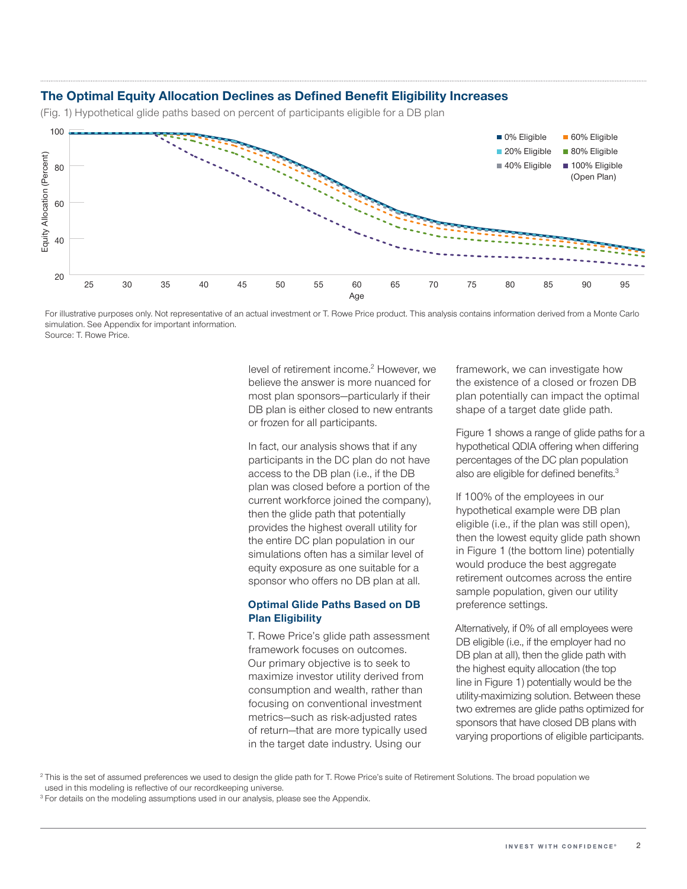## The Optimal Equity Allocation Declines as Defined Benefit Eligibility Increases

(Fig. 1) Hypothetical glide paths based on percent of participants eligible for a DB plan

For illustrative purposes only. Not representative of an actual investment or T. Rowe Price product. This analysis contains information derived from a Monte Carlo simulation. See Appendix for important information.
Source: T. Rowe Price.

level of retirement income.[2] However, we believe the answer is more nuanced for most plan sponsors—particularly if their DB plan is either closed to new entrants or frozen for all participants.

In fact, our analysis shows that if any participants in the DC plan do not have access to the DB plan (i.e., if the DB plan was closed before a portion of the current workforce joined the company), then the glide path that potentially provides the highest overall utility for the entire DC plan population in our simulations often has a similar level of equity exposure as one suitable for a sponsor who offers no DB plan at all.

### Optimal Glide Paths Based on DB Plan Eligibility

T. Rowe Price's glide path assessment framework focuses on outcomes. Our primary objective is to seek to maximize investor utility derived from consumption and wealth, rather than focusing on conventional investment metrics—such as risk-adjusted rates of return—that are more typically used in the target date industry. Using our framework, we can investigate how the existence of a closed or frozen DB plan potentially can impact the optimal shape of a target date glide path.

Figure 1 shows a range of glide paths for a hypothetical QDIA offering when differing percentages of the DC plan population also are eligible for defined benefits.[3]

If 100% of the employees in our hypothetical example were DB plan eligible (i.e., if the plan was still open), then the lowest equity glide path shown in Figure 1 (the bottom line) potentially would produce the best aggregate retirement outcomes across the entire sample population, given our utility preference settings.

Alternatively, if 0% of all employees were DB eligible (i.e., if the employer had no DB plan at all), then the glide path with the highest equity allocation (the top line in Figure 1) potentially would be the utility-maximizing solution. Between these two extremes are glide paths optimized for sponsors that have closed DB plans with varying proportions of eligible participants.

[2] This is the set of assumed preferences we used to design the glide path for T. Rowe Price's suite of Retirement Solutions. The broad population we used in this modeling is reflective of our recordkeeping universe.

[3] For details on the modeling assumptions used in our analysis, please see the Appendix.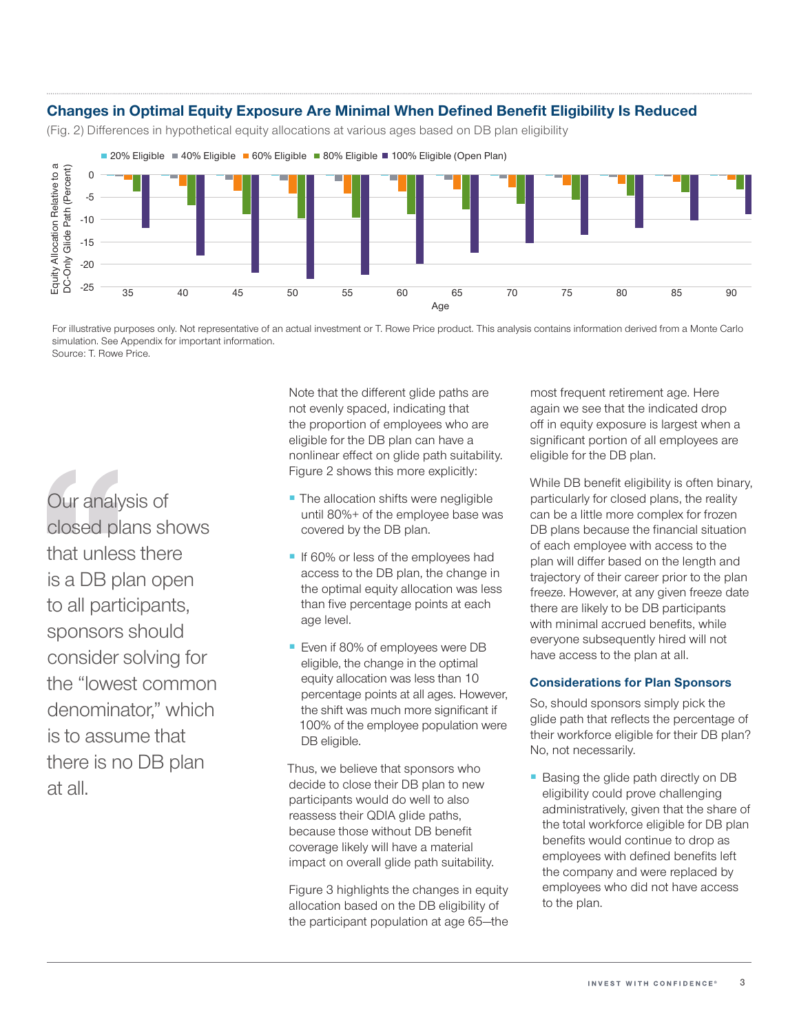## Changes in Optimal Equity Exposure Are Minimal When Defined Benefit Eligibility Is Reduced

(Fig. 2) Differences in hypothetical equity allocations at various ages based on DB plan eligibility

For illustrative purposes only. Not representative of an actual investment or T. Rowe Price product. This analysis contains information derived from a Monte Carlo simulation. See Appendix for important information.
Source: T. Rowe Price.

> Our analysis of closed plans shows that unless there is a DB plan open to all participants, sponsors should consider solving for the "lowest common denominator," which is to assume that there is no DB plan at all.

Note that the different glide paths are not evenly spaced, indicating that the proportion of employees who are eligible for the DB plan can have a nonlinear effect on glide path suitability. Figure 2 shows this more explicitly:

- The allocation shifts were negligible until 80%+ of the employee base was covered by the DB plan.
- If 60% or less of the employees had access to the DB plan, the change in the optimal equity allocation was less than five percentage points at each age level.
- Even if 80% of employees were DB eligible, the change in the optimal equity allocation was less than 10 percentage points at all ages. However, the shift was much more significant if 100% of the employee population were DB eligible.

Thus, we believe that sponsors who decide to close their DB plan to new participants would do well to also reassess their QDIA glide paths, because those without DB benefit coverage likely will have a material impact on overall glide path suitability.

Figure 3 highlights the changes in equity allocation based on the DB eligibility of the participant population at age 65—the most frequent retirement age. Here again we see that the indicated drop off in equity exposure is largest when a significant portion of all employees are eligible for the DB plan.

While DB benefit eligibility is often binary, particularly for closed plans, the reality can be a little more complex for frozen DB plans because the financial situation of each employee with access to the plan will differ based on the length and trajectory of their career prior to the plan freeze. However, at any given freeze date there are likely to be DB participants with minimal accrued benefits, while everyone subsequently hired will not have access to the plan at all.

### Considerations for Plan Sponsors

So, should sponsors simply pick the glide path that reflects the percentage of their workforce eligible for their DB plan? No, not necessarily.

- Basing the glide path directly on DB eligibility could prove challenging administratively, given that the share of the total workforce eligible for DB plan benefits would continue to drop as employees with defined benefits left the company and were replaced by employees who did not have access to the plan.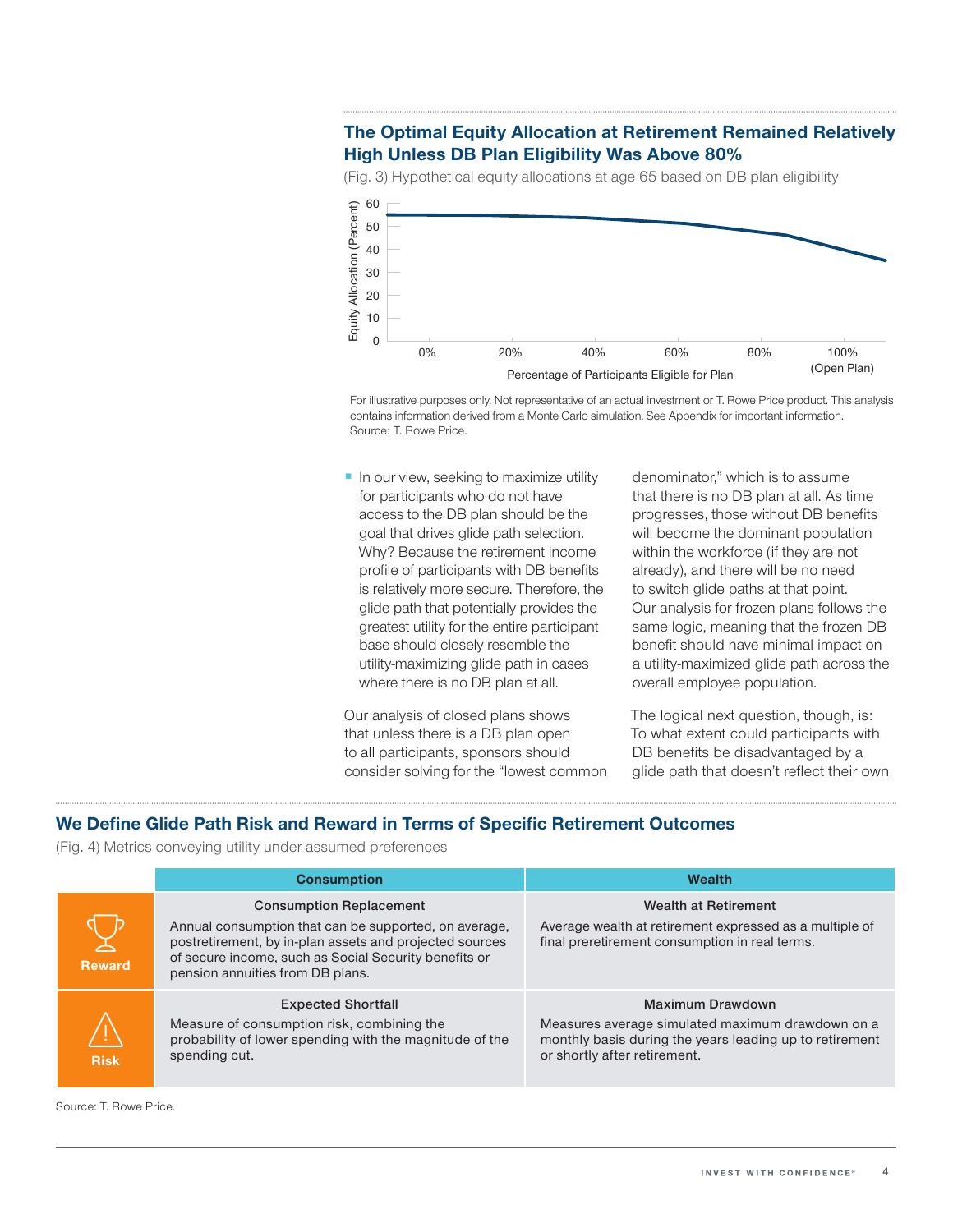## The Optimal Equity Allocation at Retirement Remained Relatively High Unless DB Plan Eligibility Was Above 80%

(Fig. 3) Hypothetical equity allocations at age 65 based on DB plan eligibility

For illustrative purposes only. Not representative of an actual investment or T. Rowe Price product. This analysis contains information derived from a Monte Carlo simulation. See Appendix for important information.
Source: T. Rowe Price.

- In our view, seeking to maximize utility for participants who do not have access to the DB plan should be the goal that drives glide path selection. Why? Because the retirement income profile of participants with DB benefits is relatively more secure. Therefore, the glide path that potentially provides the greatest utility for the entire participant base should closely resemble the utility-maximizing glide path in cases where there is no DB plan at all.

Our analysis of closed plans shows that unless there is a DB plan open to all participants, sponsors should consider solving for the "lowest common denominator," which is to assume that there is no DB plan at all. As time progresses, those without DB benefits will become the dominant population within the workforce (if they are not already), and there will be no need to switch glide paths at that point. Our analysis for frozen plans follows the same logic, meaning that the frozen DB benefit should have minimal impact on a utility-maximized glide path across the overall employee population.

The logical next question, though, is: To what extent could participants with DB benefits be disadvantaged by a glide path that doesn't reflect their own

## We Define Glide Path Risk and Reward in Terms of Specific Retirement Outcomes

(Fig. 4) Metrics conveying utility under assumed preferences

| | Consumption | Wealth |
|---|---|---|
| Reward | **Consumption Replacement**<br>Annual consumption that can be supported, on average, postretirement, by in-plan assets and projected sources of secure income, such as Social Security benefits or pension annuities from DB plans. | **Wealth at Retirement**<br>Average wealth at retirement expressed as a multiple of final preretirement consumption in real terms. |
| Risk | **Expected Shortfall**<br>Measure of consumption risk, combining the probability of lower spending with the magnitude of the spending cut. | **Maximum Drawdown**<br>Measures average simulated maximum drawdown on a monthly basis during the years leading up to retirement or shortly after retirement. |

Source: T. Rowe Price.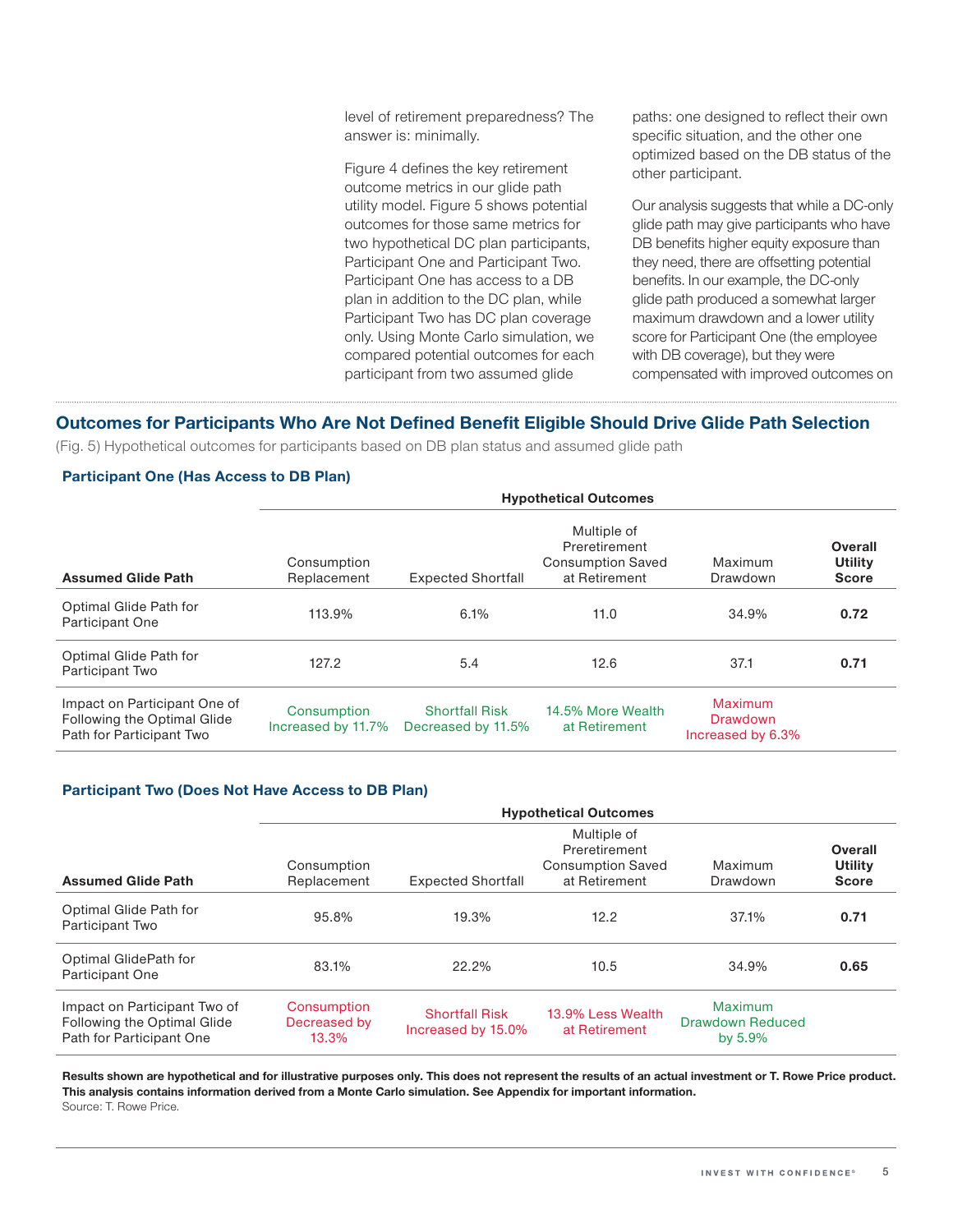level of retirement preparedness? The answer is: minimally.

Figure 4 defines the key retirement outcome metrics in our glide path utility model. Figure 5 shows potential outcomes for those same metrics for two hypothetical DC plan participants, Participant One and Participant Two. Participant One has access to a DB plan in addition to the DC plan, while Participant Two has DC plan coverage only. Using Monte Carlo simulation, we compared potential outcomes for each participant from two assumed glide paths: one designed to reflect their own specific situation, and the other one optimized based on the DB status of the other participant.

Our analysis suggests that while a DC-only glide path may give participants who have DB benefits higher equity exposure than they need, there are offsetting potential benefits. In our example, the DC-only glide path produced a somewhat larger maximum drawdown and a lower utility score for Participant One (the employee with DB coverage), but they were compensated with improved outcomes on

## Outcomes for Participants Who Are Not Defined Benefit Eligible Should Drive Glide Path Selection

(Fig. 5) Hypothetical outcomes for participants based on DB plan status and assumed glide path

### Participant One (Has Access to DB Plan)

| | Hypothetical Outcomes | | | | |
|---|---|---|---|---|---|
| **Assumed Glide Path** | Consumption Replacement | Expected Shortfall | Multiple of Preretirement Consumption Saved at Retirement | Maximum Drawdown | **Overall Utility Score** |
| Optimal Glide Path for Participant One | 113.9% | 6.1% | 11.0 | 34.9% | **0.72** |
| Optimal Glide Path for Participant Two | 127.2 | 5.4 | 12.6 | 37.1 | **0.71** |
| Impact on Participant One of Following the Optimal Glide Path for Participant Two | Consumption Increased by 11.7% | Shortfall Risk Decreased by 11.5% | 14.5% More Wealth at Retirement | Maximum Drawdown Increased by 6.3% | |

### Participant Two (Does Not Have Access to DB Plan)

| | Hypothetical Outcomes | | | | |
|---|---|---|---|---|---|
| **Assumed Glide Path** | Consumption Replacement | Expected Shortfall | Multiple of Preretirement Consumption Saved at Retirement | Maximum Drawdown | **Overall Utility Score** |
| Optimal Glide Path for Participant Two | 95.8% | 19.3% | 12.2 | 37.1% | **0.71** |
| Optimal GlidePath for Participant One | 83.1% | 22.2% | 10.5 | 34.9% | **0.65** |
| Impact on Participant Two of Following the Optimal Glide Path for Participant One | Consumption Decreased by 13.3% | Shortfall Risk Increased by 15.0% | 13.9% Less Wealth at Retirement | Maximum Drawdown Reduced by 5.9% | |

**Results shown are hypothetical and for illustrative purposes only. This does not represent the results of an actual investment or T. Rowe Price product. This analysis contains information derived from a Monte Carlo simulation. See Appendix for important information.**
Source: T. Rowe Price.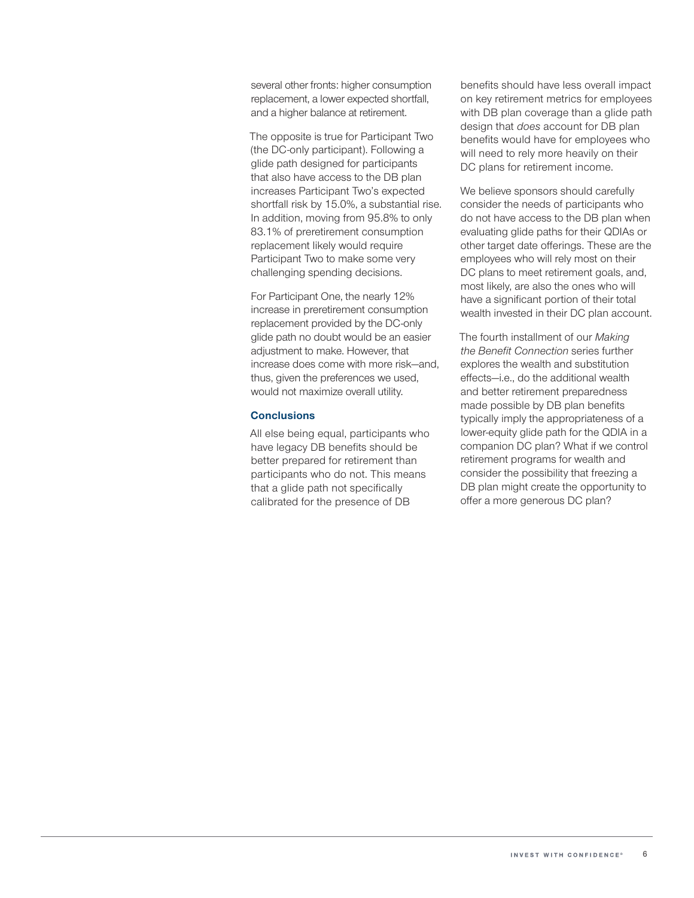several other fronts: higher consumption replacement, a lower expected shortfall, and a higher balance at retirement.

The opposite is true for Participant Two (the DC-only participant). Following a glide path designed for participants that also have access to the DB plan increases Participant Two's expected shortfall risk by 15.0%, a substantial rise. In addition, moving from 95.8% to only 83.1% of preretirement consumption replacement likely would require Participant Two to make some very challenging spending decisions.

For Participant One, the nearly 12% increase in preretirement consumption replacement provided by the DC-only glide path no doubt would be an easier adjustment to make. However, that increase does come with more risk—and, thus, given the preferences we used, would not maximize overall utility.

### Conclusions

All else being equal, participants who have legacy DB benefits should be better prepared for retirement than participants who do not. This means that a glide path not specifically calibrated for the presence of DB benefits should have less overall impact on key retirement metrics for employees with DB plan coverage than a glide path design that *does* account for DB plan benefits would have for employees who will need to rely more heavily on their DC plans for retirement income.

We believe sponsors should carefully consider the needs of participants who do not have access to the DB plan when evaluating glide paths for their QDIAs or other target date offerings. These are the employees who will rely most on their DC plans to meet retirement goals, and, most likely, are also the ones who will have a significant portion of their total wealth invested in their DC plan account.

The fourth installment of our *Making the Benefit Connection* series further explores the wealth and substitution effects—i.e., do the additional wealth and better retirement preparedness made possible by DB plan benefits typically imply the appropriateness of a lower-equity glide path for the QDIA in a companion DC plan? What if we control retirement programs for wealth and consider the possibility that freezing a DB plan might create the opportunity to offer a more generous DC plan?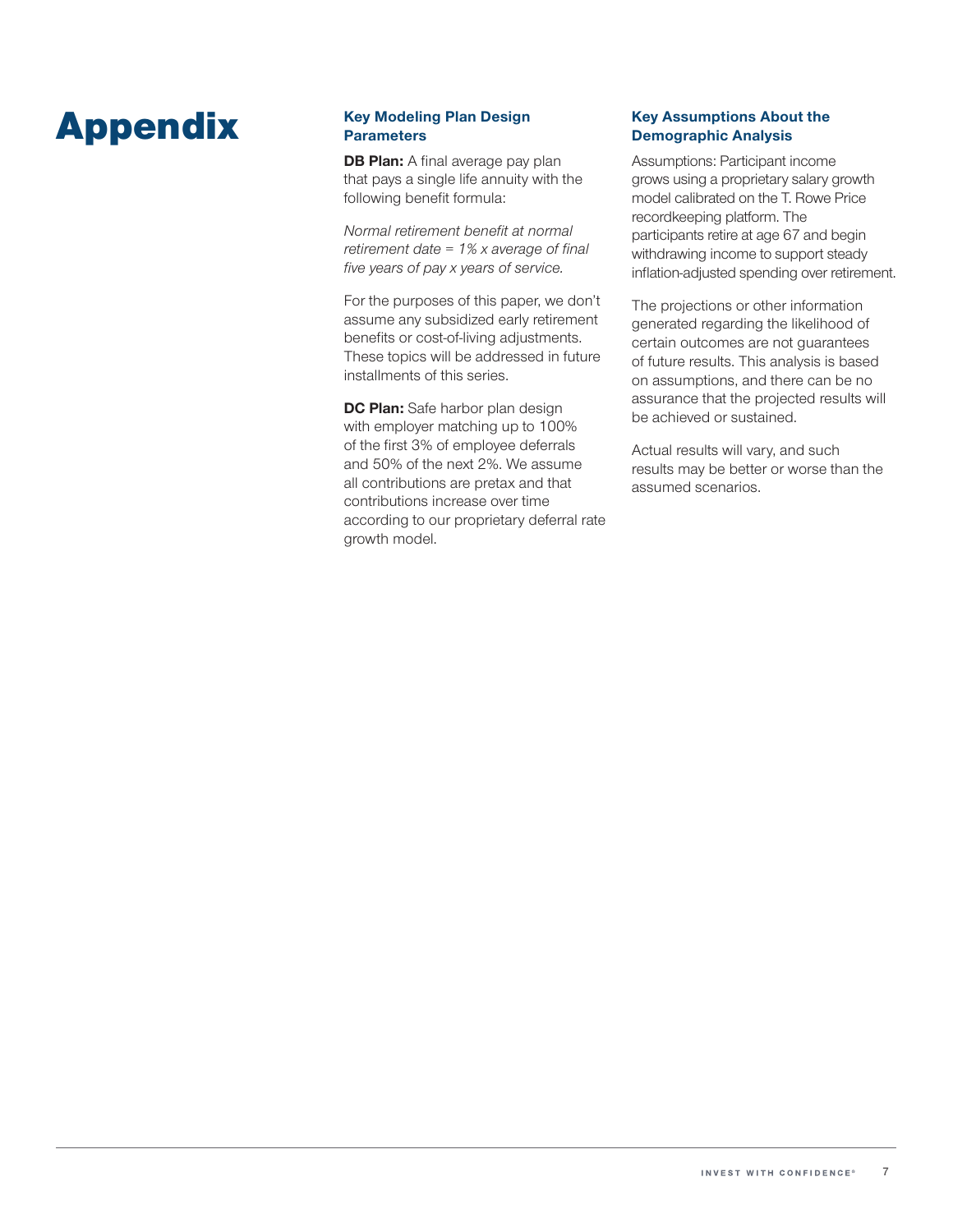# Appendix

### Key Modeling Plan Design Parameters

**DB Plan:** A final average pay plan that pays a single life annuity with the following benefit formula:

*Normal retirement benefit at normal retirement date = 1% x average of final five years of pay x years of service.*

For the purposes of this paper, we don't assume any subsidized early retirement benefits or cost-of-living adjustments. These topics will be addressed in future installments of this series.

**DC Plan:** Safe harbor plan design with employer matching up to 100% of the first 3% of employee deferrals and 50% of the next 2%. We assume all contributions are pretax and that contributions increase over time according to our proprietary deferral rate growth model.

### Key Assumptions About the Demographic Analysis

Assumptions: Participant income grows using a proprietary salary growth model calibrated on the T. Rowe Price recordkeeping platform. The participants retire at age 67 and begin withdrawing income to support steady inflation-adjusted spending over retirement.

The projections or other information generated regarding the likelihood of certain outcomes are not guarantees of future results. This analysis is based on assumptions, and there can be no assurance that the projected results will be achieved or sustained.

Actual results will vary, and such results may be better or worse than the assumed scenarios.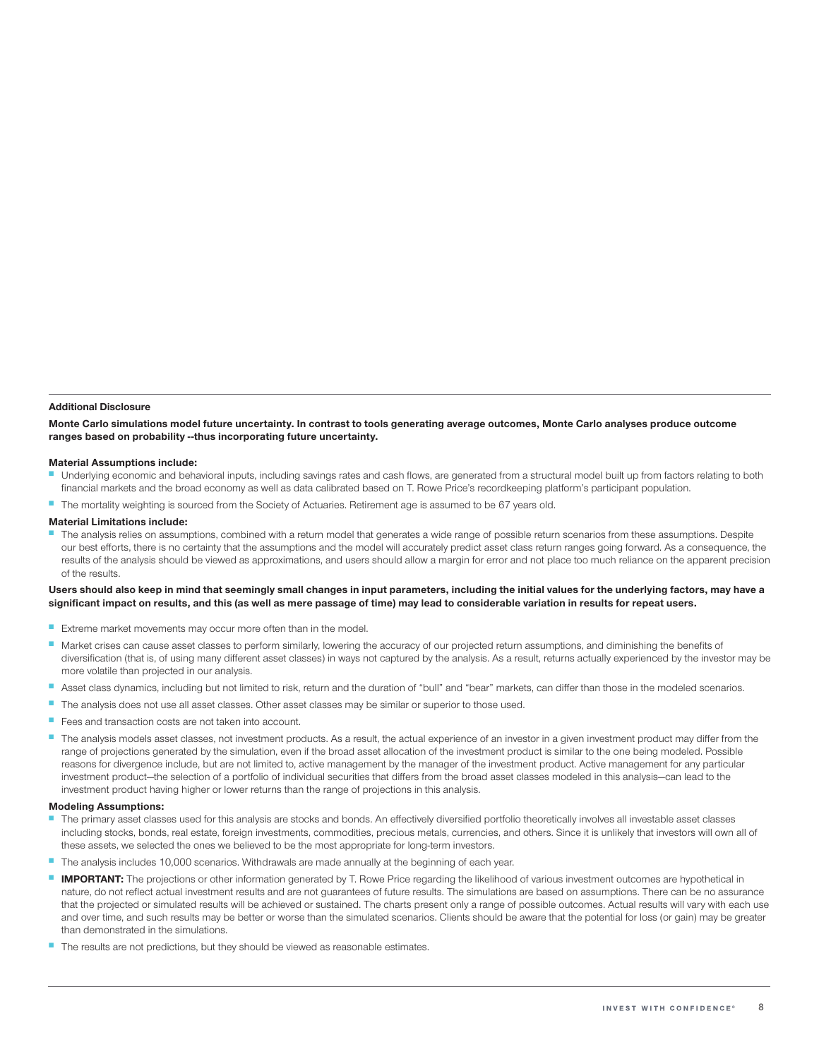**Additional Disclosure**

**Monte Carlo simulations model future uncertainty. In contrast to tools generating average outcomes, Monte Carlo analyses produce outcome ranges based on probability --thus incorporating future uncertainty.**

**Material Assumptions include:**

- Underlying economic and behavioral inputs, including savings rates and cash flows, are generated from a structural model built up from factors relating to both financial markets and the broad economy as well as data calibrated based on T. Rowe Price's recordkeeping platform's participant population.
- The mortality weighting is sourced from the Society of Actuaries. Retirement age is assumed to be 67 years old.

**Material Limitations include:**

- The analysis relies on assumptions, combined with a return model that generates a wide range of possible return scenarios from these assumptions. Despite our best efforts, there is no certainty that the assumptions and the model will accurately predict asset class return ranges going forward. As a consequence, the results of the analysis should be viewed as approximations, and users should allow a margin for error and not place too much reliance on the apparent precision of the results.

**Users should also keep in mind that seemingly small changes in input parameters, including the initial values for the underlying factors, may have a significant impact on results, and this (as well as mere passage of time) may lead to considerable variation in results for repeat users.**

- Extreme market movements may occur more often than in the model.
- Market crises can cause asset classes to perform similarly, lowering the accuracy of our projected return assumptions, and diminishing the benefits of diversification (that is, of using many different asset classes) in ways not captured by the analysis. As a result, returns actually experienced by the investor may be more volatile than projected in our analysis.
- Asset class dynamics, including but not limited to risk, return and the duration of "bull" and "bear" markets, can differ than those in the modeled scenarios.
- The analysis does not use all asset classes. Other asset classes may be similar or superior to those used.
- Fees and transaction costs are not taken into account.
- The analysis models asset classes, not investment products. As a result, the actual experience of an investor in a given investment product may differ from the range of projections generated by the simulation, even if the broad asset allocation of the investment product is similar to the one being modeled. Possible reasons for divergence include, but are not limited to, active management by the manager of the investment product. Active management for any particular investment product—the selection of a portfolio of individual securities that differs from the broad asset classes modeled in this analysis—can lead to the investment product having higher or lower returns than the range of projections in this analysis.

**Modeling Assumptions:**

- The primary asset classes used for this analysis are stocks and bonds. An effectively diversified portfolio theoretically involves all investable asset classes including stocks, bonds, real estate, foreign investments, commodities, precious metals, currencies, and others. Since it is unlikely that investors will own all of these assets, we selected the ones we believed to be the most appropriate for long-term investors.
- The analysis includes 10,000 scenarios. Withdrawals are made annually at the beginning of each year.
- **IMPORTANT:** The projections or other information generated by T. Rowe Price regarding the likelihood of various investment outcomes are hypothetical in nature, do not reflect actual investment results and are not guarantees of future results. The simulations are based on assumptions. There can be no assurance that the projected or simulated results will be achieved or sustained. The charts present only a range of possible outcomes. Actual results will vary with each use and over time, and such results may be better or worse than the simulated scenarios. Clients should be aware that the potential for loss (or gain) may be greater than demonstrated in the simulations.
- The results are not predictions, but they should be viewed as reasonable estimates.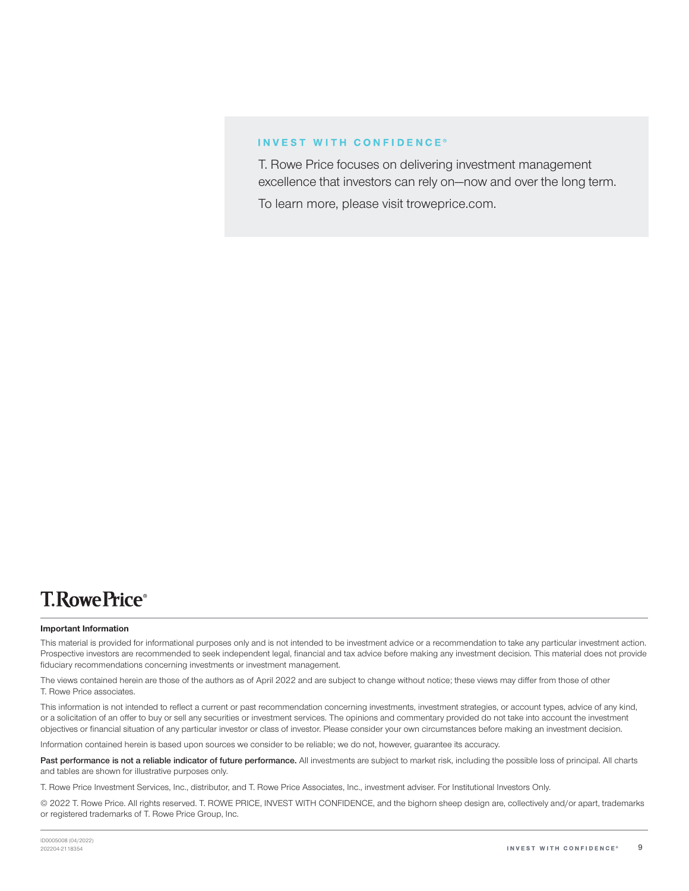**INVEST WITH CONFIDENCE®**

T. Rowe Price focuses on delivering investment management excellence that investors can rely on—now and over the long term.

To learn more, please visit troweprice.com.

T.RowePrice®

**Important Information**

This material is provided for informational purposes only and is not intended to be investment advice or a recommendation to take any particular investment action. Prospective investors are recommended to seek independent legal, financial and tax advice before making any investment decision. This material does not provide fiduciary recommendations concerning investments or investment management.

The views contained herein are those of the authors as of April 2022 and are subject to change without notice; these views may differ from those of other T. Rowe Price associates.

This information is not intended to reflect a current or past recommendation concerning investments, investment strategies, or account types, advice of any kind, or a solicitation of an offer to buy or sell any securities or investment services. The opinions and commentary provided do not take into account the investment objectives or financial situation of any particular investor or class of investor. Please consider your own circumstances before making an investment decision.

Information contained herein is based upon sources we consider to be reliable; we do not, however, guarantee its accuracy.

**Past performance is not a reliable indicator of future performance.** All investments are subject to market risk, including the possible loss of principal. All charts and tables are shown for illustrative purposes only.

T. Rowe Price Investment Services, Inc., distributor, and T. Rowe Price Associates, Inc., investment adviser. For Institutional Investors Only.

© 2022 T. Rowe Price. All rights reserved. T. ROWE PRICE, INVEST WITH CONFIDENCE, and the bighorn sheep design are, collectively and/or apart, trademarks or registered trademarks of T. Rowe Price Group, Inc.

ID0005008 (04/2022)
202204-2118354